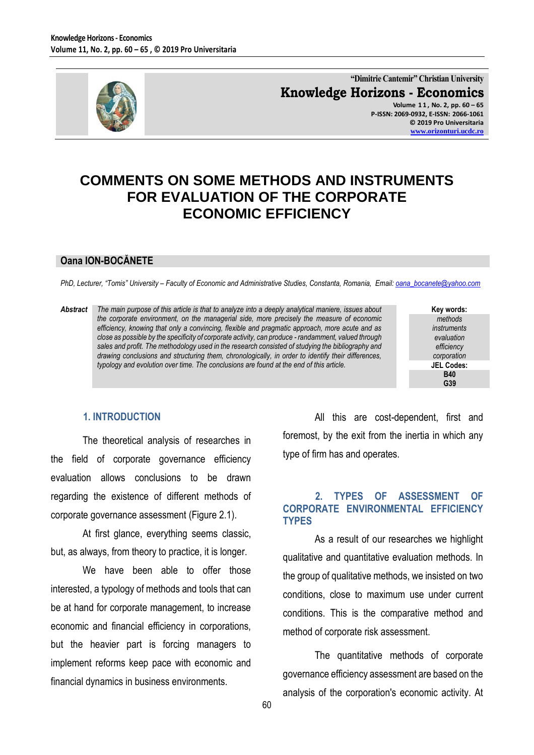# COMMENTS ON SOME METHODS AND INSTRUMENTS FOR EVALUATION OF THE CORPORATE ECONOMIC EFFICIENCY

**Oana ION-BOCĂNETE**

*PhD, Lecturer, "Tomis" University – Faculty of Economic and Administrative Studies, Constanta, Romania, Email: oana_bocanete@yahoo.com*

***Abstract*** *The main purpose of this article is that to analyze into a deeply analytical maniere, issues about the corporate environment, on the managerial side, more precisely the measure of economic efficiency, knowing that only a convincing, flexible and pragmatic approach, more acute and as close as possible by the specificity of corporate activity, can produce - randamment, valued through sales and profit. The methodology used in the research consisted of studying the bibliography and drawing conclusions and structuring them, chronologically, in order to identify their differences, typology and evolution over time. The conclusions are found at the end of this article.*

**Key words:** *methods, instruments, evaluation, efficiency, corporation*

**JEL Codes:** B40, G39

## 1. INTRODUCTION

The theoretical analysis of researches in the field of corporate governance efficiency evaluation allows conclusions to be drawn regarding the existence of different methods of corporate governance assessment (Figure 2.1).

At first glance, everything seems classic, but, as always, from theory to practice, it is longer.

We have been able to offer those interested, a typology of methods and tools that can be at hand for corporate management, to increase economic and financial efficiency in corporations, but the heavier part is forcing managers to implement reforms keep pace with economic and financial dynamics in business environments.

All this are cost-dependent, first and foremost, by the exit from the inertia in which any type of firm has and operates.

## 2. TYPES OF ASSESSMENT OF CORPORATE ENVIRONMENTAL EFFICIENCY TYPES

As a result of our researches we highlight qualitative and quantitative evaluation methods. In the group of qualitative methods, we insisted on two conditions, close to maximum use under current conditions. This is the comparative method and method of corporate risk assessment.

The quantitative methods of corporate governance efficiency assessment are based on the analysis of the corporation's economic activity. At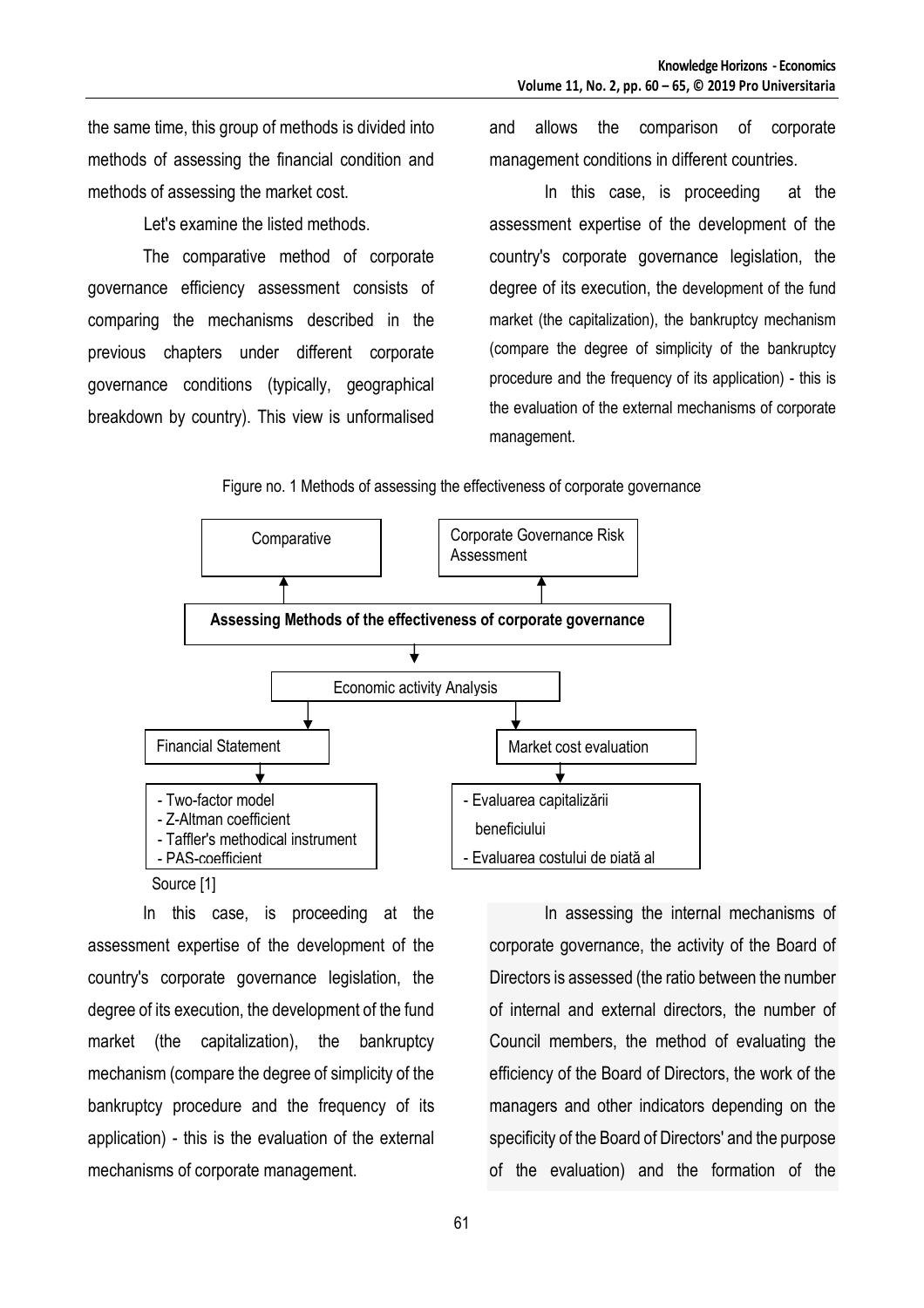the same time, this group of methods is divided into methods of assessing the financial condition and methods of assessing the market cost.

Let's examine the listed methods.

The comparative method of corporate governance efficiency assessment consists of comparing the mechanisms described in the previous chapters under different corporate governance conditions (typically, geographical breakdown by country). This view is unformalised and allows the comparison of corporate management conditions in different countries.

In this case, is proceeding at the assessment expertise of the development of the country's corporate governance legislation, the degree of its execution, the development of the fund market (the capitalization), the bankruptcy mechanism (compare the degree of simplicity of the bankruptcy procedure and the frequency of its application) - this is the evaluation of the external mechanisms of corporate management.

Figure no. 1 Methods of assessing the effectiveness of corporate governance

- **Assessing Methods of the effectiveness of corporate governance**
  - Comparative
  - Corporate Governance Risk Assessment
  - Economic activity Analysis
    - Financial Statement
      - Two-factor model
      - Z-Altman coefficient
      - Taffler's methodical instrument
      - PAS-coefficient
    - Market cost evaluation
      - Evaluarea capitalizării beneficiului
      - Evaluarea costului de piață al

Source [1]

In this case, is proceeding at the assessment expertise of the development of the country's corporate governance legislation, the degree of its execution, the development of the fund market (the capitalization), the bankruptcy mechanism (compare the degree of simplicity of the bankruptcy procedure and the frequency of its application) - this is the evaluation of the external mechanisms of corporate management.

In assessing the internal mechanisms of corporate governance, the activity of the Board of Directors is assessed (the ratio between the number of internal and external directors, the number of Council members, the method of evaluating the efficiency of the Board of Directors, the work of the managers and other indicators depending on the specificity of the Board of Directors' and the purpose of the evaluation) and the formation of the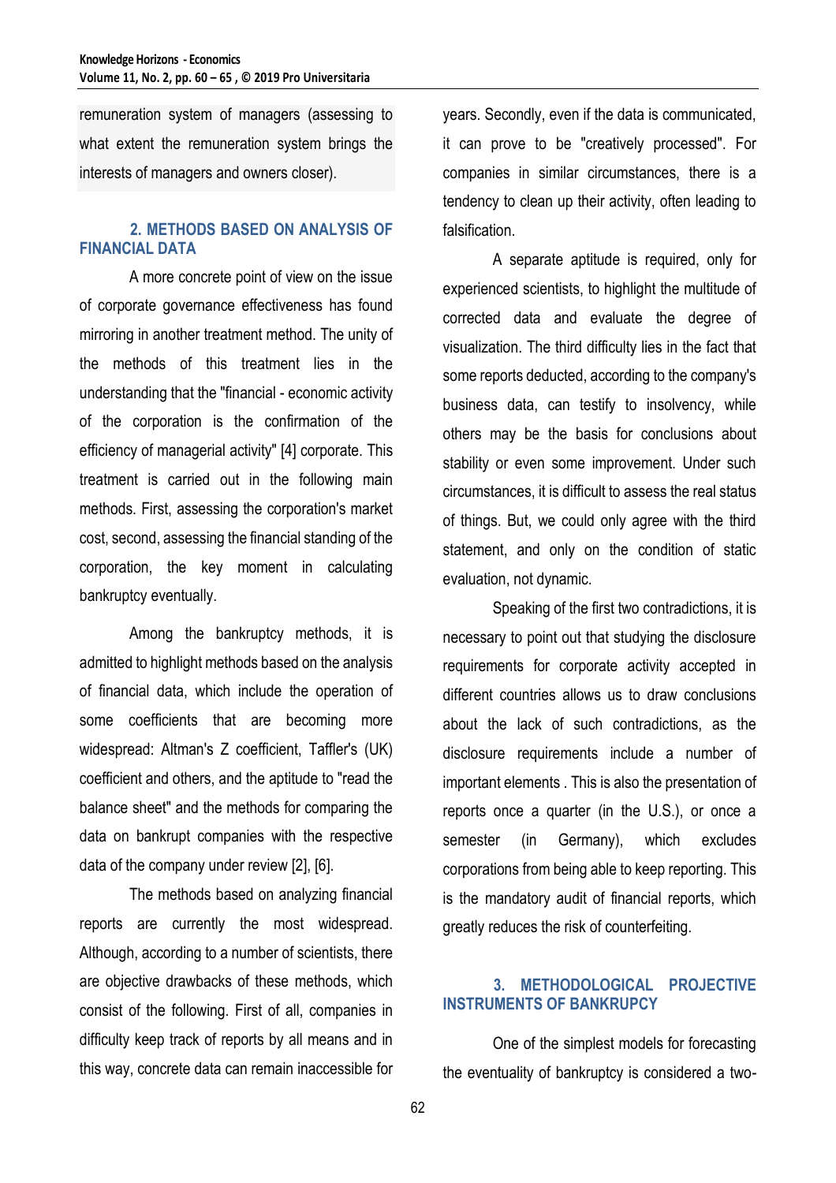remuneration system of managers (assessing to what extent the remuneration system brings the interests of managers and owners closer).

## 2. METHODS BASED ON ANALYSIS OF FINANCIAL DATA

A more concrete point of view on the issue of corporate governance effectiveness has found mirroring in another treatment method. The unity of the methods of this treatment lies in the understanding that the "financial - economic activity of the corporation is the confirmation of the efficiency of managerial activity" [4] corporate. This treatment is carried out in the following main methods. First, assessing the corporation's market cost, second, assessing the financial standing of the corporation, the key moment in calculating bankruptcy eventually.

Among the bankruptcy methods, it is admitted to highlight methods based on the analysis of financial data, which include the operation of some coefficients that are becoming more widespread: Altman's Z coefficient, Taffler's (UK) coefficient and others, and the aptitude to "read the balance sheet" and the methods for comparing the data on bankrupt companies with the respective data of the company under review [2], [6].

The methods based on analyzing financial reports are currently the most widespread. Although, according to a number of scientists, there are objective drawbacks of these methods, which consist of the following. First of all, companies in difficulty keep track of reports by all means and in this way, concrete data can remain inaccessible for years. Secondly, even if the data is communicated, it can prove to be "creatively processed". For companies in similar circumstances, there is a tendency to clean up their activity, often leading to falsification.

A separate aptitude is required, only for experienced scientists, to highlight the multitude of corrected data and evaluate the degree of visualization. The third difficulty lies in the fact that some reports deducted, according to the company's business data, can testify to insolvency, while others may be the basis for conclusions about stability or even some improvement. Under such circumstances, it is difficult to assess the real status of things. But, we could only agree with the third statement, and only on the condition of static evaluation, not dynamic.

Speaking of the first two contradictions, it is necessary to point out that studying the disclosure requirements for corporate activity accepted in different countries allows us to draw conclusions about the lack of such contradictions, as the disclosure requirements include a number of important elements . This is also the presentation of reports once a quarter (in the U.S.), or once a semester (in Germany), which excludes corporations from being able to keep reporting. This is the mandatory audit of financial reports, which greatly reduces the risk of counterfeiting.

## 3. METHODOLOGICAL PROJECTIVE INSTRUMENTS OF BANKRUPCY

One of the simplest models for forecasting the eventuality of bankruptcy is considered a two-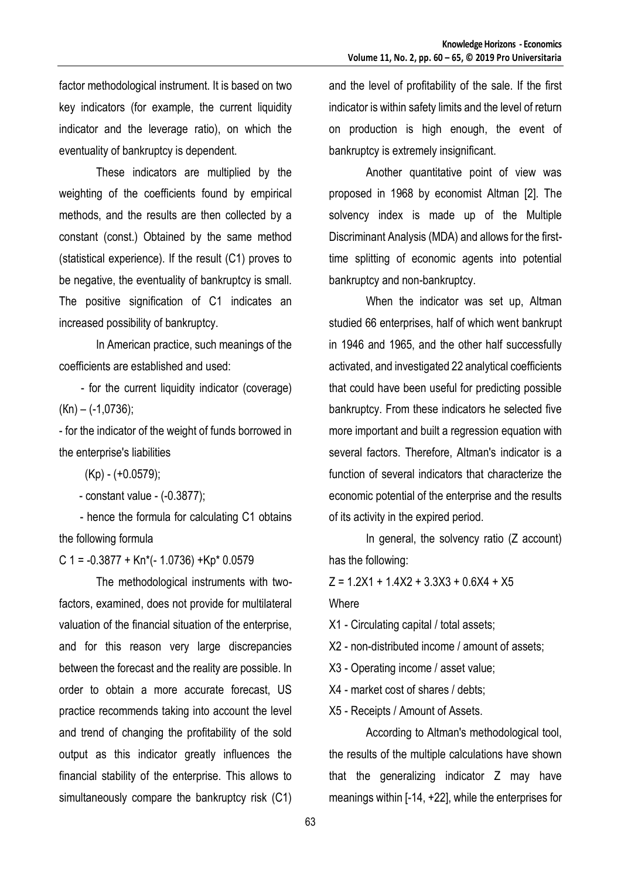factor methodological instrument. It is based on two key indicators (for example, the current liquidity indicator and the leverage ratio), on which the eventuality of bankruptcy is dependent.

These indicators are multiplied by the weighting of the coefficients found by empirical methods, and the results are then collected by a constant (const.) Obtained by the same method (statistical experience). If the result (C1) proves to be negative, the eventuality of bankruptcy is small. The positive signification of C1 indicates an increased possibility of bankruptcy.

In American practice, such meanings of the coefficients are established and used:

- for the current liquidity indicator (coverage) (Kn) – (-1,0736);
- for the indicator of the weight of funds borrowed in the enterprise's liabilities (Kp) - (+0.0579);
- constant value - (-0.3877);
- hence the formula for calculating C1 obtains the following formula

$$C1 = -0.3877 + Kn*(-1.0736) + Kp*0.0579$$

The methodological instruments with two-factors, examined, does not provide for multilateral valuation of the financial situation of the enterprise, and for this reason very large discrepancies between the forecast and the reality are possible. In order to obtain a more accurate forecast, US practice recommends taking into account the level and trend of changing the profitability of the sold output as this indicator greatly influences the financial stability of the enterprise. This allows to simultaneously compare the bankruptcy risk (C1) and the level of profitability of the sale. If the first indicator is within safety limits and the level of return on production is high enough, the event of bankruptcy is extremely insignificant.

Another quantitative point of view was proposed in 1968 by economist Altman [2]. The solvency index is made up of the Multiple Discriminant Analysis (MDA) and allows for the first-time splitting of economic agents into potential bankruptcy and non-bankruptcy.

When the indicator was set up, Altman studied 66 enterprises, half of which went bankrupt in 1946 and 1965, and the other half successfully activated, and investigated 22 analytical coefficients that could have been useful for predicting possible bankruptcy. From these indicators he selected five more important and built a regression equation with several factors. Therefore, Altman's indicator is a function of several indicators that characterize the economic potential of the enterprise and the results of its activity in the expired period.

In general, the solvency ratio (Z account) has the following:

$$Z = 1.2X1 + 1.4X2 + 3.3X3 + 0.6X4 + X5$$

Where

X1 - Circulating capital / total assets;

X2 - non-distributed income / amount of assets;

X3 - Operating income / asset value;

X4 - market cost of shares / debts;

X5 - Receipts / Amount of Assets.

According to Altman's methodological tool, the results of the multiple calculations have shown that the generalizing indicator Z may have meanings within [-14, +22], while the enterprises for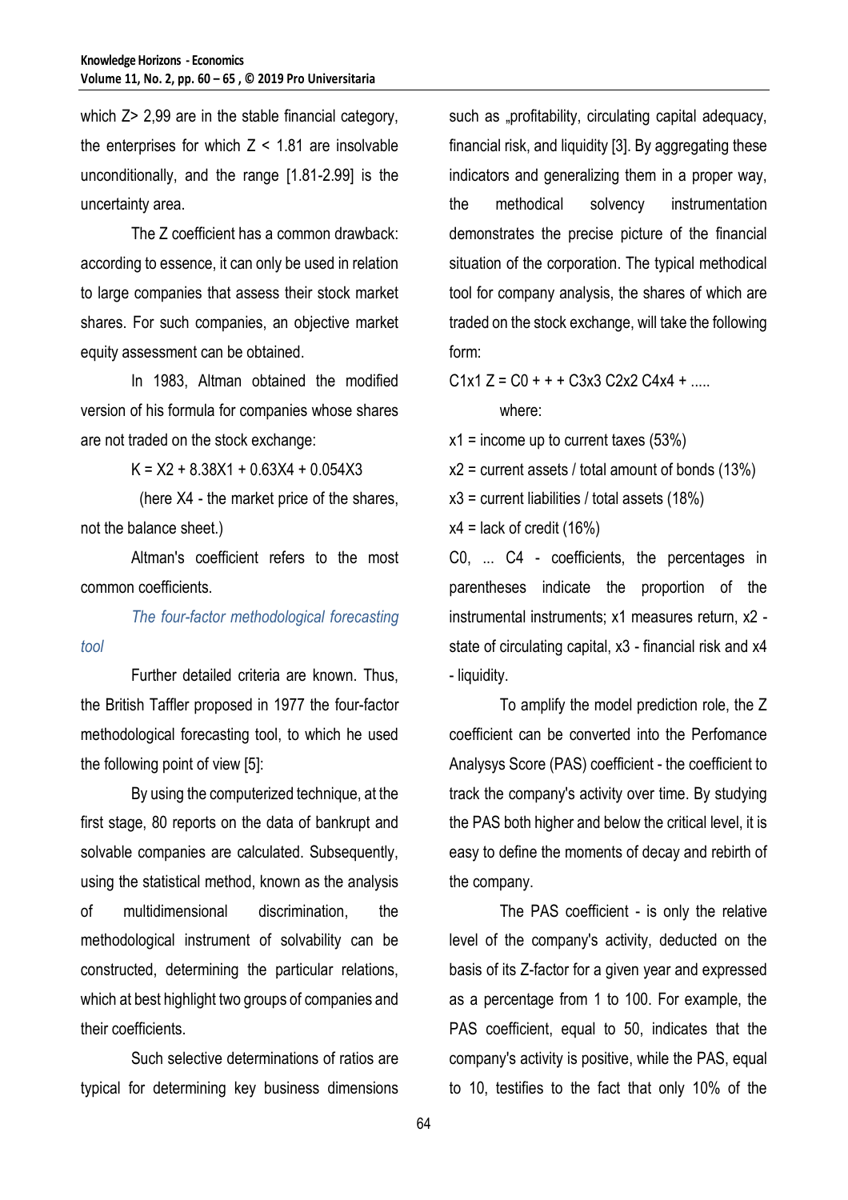which Z> 2,99 are in the stable financial category, the enterprises for which $Z < 1.81$ are insolvable unconditionally, and the range [1.81-2.99] is the uncertainty area.

The Z coefficient has a common drawback: according to essence, it can only be used in relation to large companies that assess their stock market shares. For such companies, an objective market equity assessment can be obtained.

In 1983, Altman obtained the modified version of his formula for companies whose shares are not traded on the stock exchange:

$$K = X2 + 8.38X1 + 0.63X4 + 0.054X3$$

(here X4 - the market price of the shares, not the balance sheet.)

Altman's coefficient refers to the most common coefficients.

*The four-factor methodological forecasting tool*

Further detailed criteria are known. Thus, the British Taffler proposed in 1977 the four-factor methodological forecasting tool, to which he used the following point of view [5]:

By using the computerized technique, at the first stage, 80 reports on the data of bankrupt and solvable companies are calculated. Subsequently, using the statistical method, known as the analysis of multidimensional discrimination, the methodological instrument of solvability can be constructed, determining the particular relations, which at best highlight two groups of companies and their coefficients.

Such selective determinations of ratios are typical for determining key business dimensions such as „profitability, circulating capital adequacy, financial risk, and liquidity [3]. By aggregating these indicators and generalizing them in a proper way, the methodical solvency instrumentation demonstrates the precise picture of the financial situation of the corporation. The typical methodical tool for company analysis, the shares of which are traded on the stock exchange, will take the following form:

$$C1x1\ Z = C0 + + + C3x3\ C2x2\ C4x4 + .....$$

where:

x1 = income up to current taxes (53%)

x2 = current assets / total amount of bonds (13%)

x3 = current liabilities / total assets (18%)

x4 = lack of credit (16%)

C0, ... C4 - coefficients, the percentages in parentheses indicate the proportion of the instrumental instruments; x1 measures return, x2 - state of circulating capital, x3 - financial risk and x4 - liquidity.

To amplify the model prediction role, the Z coefficient can be converted into the Perfomance Analysys Score (PAS) coefficient - the coefficient to track the company's activity over time. By studying the PAS both higher and below the critical level, it is easy to define the moments of decay and rebirth of the company.

The PAS coefficient - is only the relative level of the company's activity, deducted on the basis of its Z-factor for a given year and expressed as a percentage from 1 to 100. For example, the PAS coefficient, equal to 50, indicates that the company's activity is positive, while the PAS, equal to 10, testifies to the fact that only 10% of the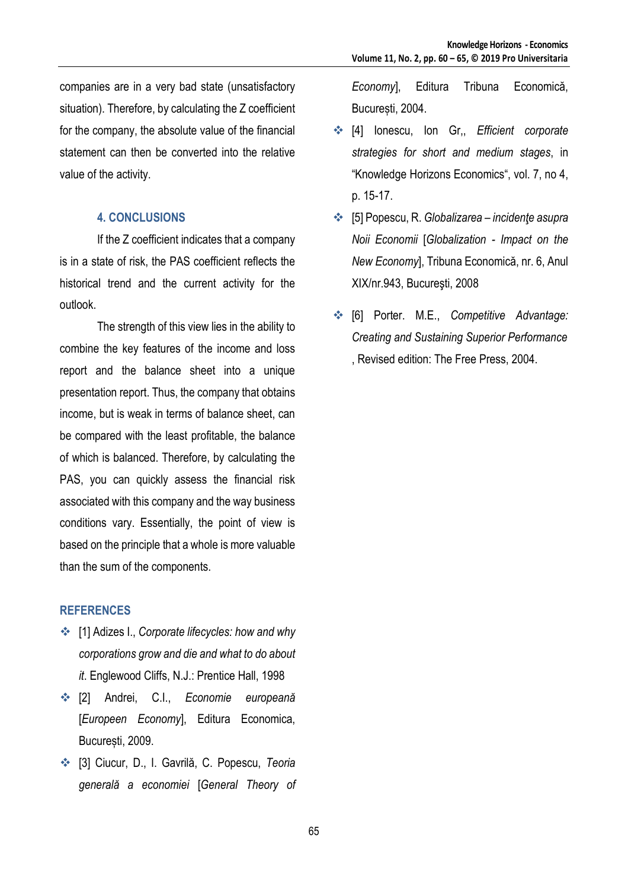companies are in a very bad state (unsatisfactory situation). Therefore, by calculating the Z coefficient for the company, the absolute value of the financial statement can then be converted into the relative value of the activity.

## 4. CONCLUSIONS

If the Z coefficient indicates that a company is in a state of risk, the PAS coefficient reflects the historical trend and the current activity for the outlook.

The strength of this view lies in the ability to combine the key features of the income and loss report and the balance sheet into a unique presentation report. Thus, the company that obtains income, but is weak in terms of balance sheet, can be compared with the least profitable, the balance of which is balanced. Therefore, by calculating the PAS, you can quickly assess the financial risk associated with this company and the way business conditions vary. Essentially, the point of view is based on the principle that a whole is more valuable than the sum of the components.

## REFERENCES

- [1] Adizes I., *Corporate lifecycles: how and why corporations grow and die and what to do about it*. Englewood Cliffs, N.J.: Prentice Hall, 1998
- [2] Andrei, C.I., *Economie europeană* [*Europeen Economy*], Editura Economica, București, 2009.
- [3] Ciucur, D., I. Gavrilă, C. Popescu, *Teoria generală a economiei* [*General Theory of Economy*], Editura Tribuna Economică, București, 2004.
- [4] Ionescu, Ion Gr,, *Efficient corporate strategies for short and medium stages*, in "Knowledge Horizons Economics", vol. 7, no 4, p. 15-17.
- [5] Popescu, R. *Globalizarea – incidenţe asupra Noii Economii* [*Globalization - Impact on the New Economy*], Tribuna Economică, nr. 6, Anul XIX/nr.943, Bucureşti, 2008
- [6] Porter. M.E., *Competitive Advantage: Creating and Sustaining Superior Performance* , Revised edition: The Free Press, 2004.